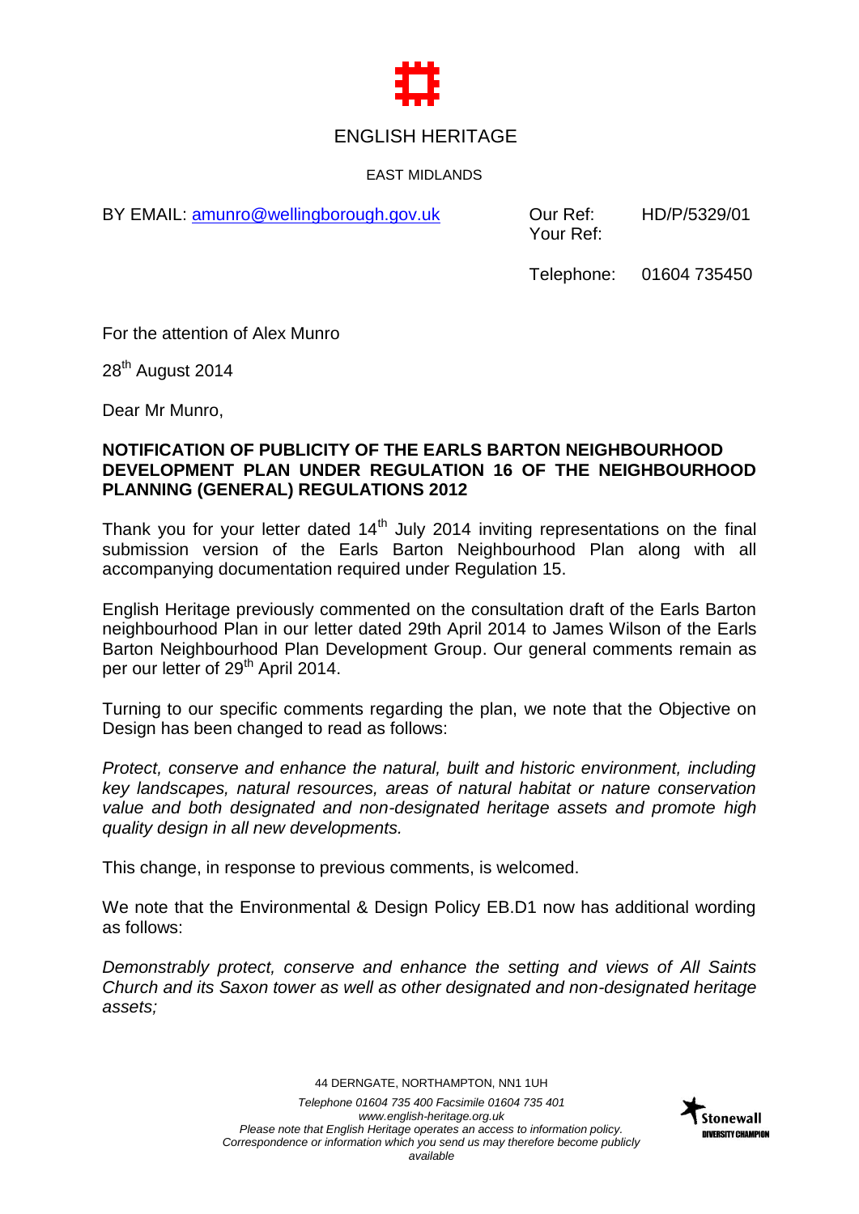ENGLISH HERITAGE

EAST MIDLANDS

BY EMAIL: amunro@wellingborough.gov.uk

Our Ref: HD/P/5329/01
Your Ref:

Telephone: 01604 735450

For the attention of Alex Munro

28th August 2014

Dear Mr Munro,

**NOTIFICATION OF PUBLICITY OF THE EARLS BARTON NEIGHBOURHOOD DEVELOPMENT PLAN UNDER REGULATION 16 OF THE NEIGHBOURHOOD PLANNING (GENERAL) REGULATIONS 2012**

Thank you for your letter dated 14th July 2014 inviting representations on the final submission version of the Earls Barton Neighbourhood Plan along with all accompanying documentation required under Regulation 15.

English Heritage previously commented on the consultation draft of the Earls Barton neighbourhood Plan in our letter dated 29th April 2014 to James Wilson of the Earls Barton Neighbourhood Plan Development Group. Our general comments remain as per our letter of 29th April 2014.

Turning to our specific comments regarding the plan, we note that the Objective on Design has been changed to read as follows:

*Protect, conserve and enhance the natural, built and historic environment, including key landscapes, natural resources, areas of natural habitat or nature conservation value and both designated and non-designated heritage assets and promote high quality design in all new developments.*

This change, in response to previous comments, is welcomed.

We note that the Environmental & Design Policy EB.D1 now has additional wording as follows:

*Demonstrably protect, conserve and enhance the setting and views of All Saints Church and its Saxon tower as well as other designated and non-designated heritage assets;*

44 DERNGATE, NORTHAMPTON, NN1 1UH

*Telephone 01604 735 400 Facsimile 01604 735 401*
*www.english-heritage.org.uk*
*Please note that English Heritage operates an access to information policy.*
*Correspondence or information which you send us may therefore become publicly available*

Stonewall DIVERSITY CHAMPION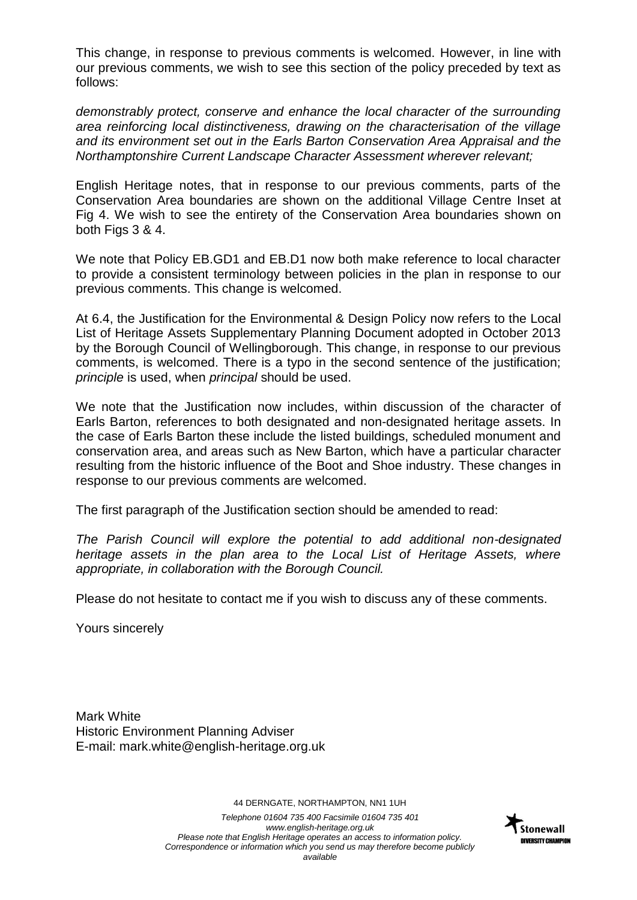This change, in response to previous comments is welcomed. However, in line with our previous comments, we wish to see this section of the policy preceded by text as follows:

*demonstrably protect, conserve and enhance the local character of the surrounding area reinforcing local distinctiveness, drawing on the characterisation of the village and its environment set out in the Earls Barton Conservation Area Appraisal and the Northamptonshire Current Landscape Character Assessment wherever relevant;*

English Heritage notes, that in response to our previous comments, parts of the Conservation Area boundaries are shown on the additional Village Centre Inset at Fig 4. We wish to see the entirety of the Conservation Area boundaries shown on both Figs 3 & 4.

We note that Policy EB.GD1 and EB.D1 now both make reference to local character to provide a consistent terminology between policies in the plan in response to our previous comments. This change is welcomed.

At 6.4, the Justification for the Environmental & Design Policy now refers to the Local List of Heritage Assets Supplementary Planning Document adopted in October 2013 by the Borough Council of Wellingborough. This change, in response to our previous comments, is welcomed. There is a typo in the second sentence of the justification; *principle* is used, when *principal* should be used.

We note that the Justification now includes, within discussion of the character of Earls Barton, references to both designated and non-designated heritage assets. In the case of Earls Barton these include the listed buildings, scheduled monument and conservation area, and areas such as New Barton, which have a particular character resulting from the historic influence of the Boot and Shoe industry. These changes in response to our previous comments are welcomed.

The first paragraph of the Justification section should be amended to read:

*The Parish Council will explore the potential to add additional non-designated heritage assets in the plan area to the Local List of Heritage Assets, where appropriate, in collaboration with the Borough Council.*

Please do not hesitate to contact me if you wish to discuss any of these comments.

Yours sincerely

Mark White
Historic Environment Planning Adviser
E-mail: mark.white@english-heritage.org.uk

44 DERNGATE, NORTHAMPTON, NN1 1UH

*Telephone 01604 735 400 Facsimile 01604 735 401*
*www.english-heritage.org.uk*
*Please note that English Heritage operates an access to information policy. Correspondence or information which you send us may therefore become publicly available*

Stonewall DIVERSITY CHAMPION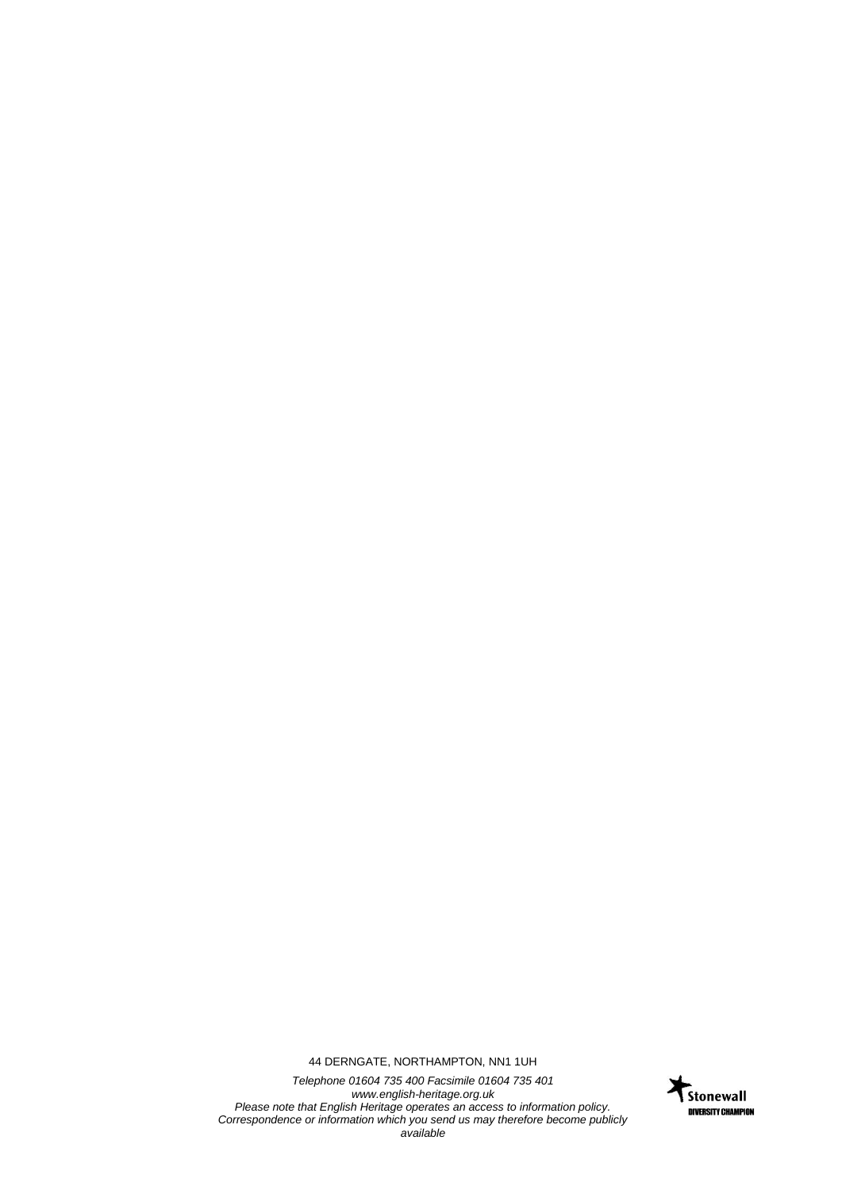44 DERNGATE, NORTHAMPTON, NN1 1UH

*Telephone 01604 735 400 Facsimile 01604 735 401*
*www.english-heritage.org.uk*
*Please note that English Heritage operates an access to information policy.*
*Correspondence or information which you send us may therefore become publicly available*

Stonewall
DIVERSITY CHAMPION